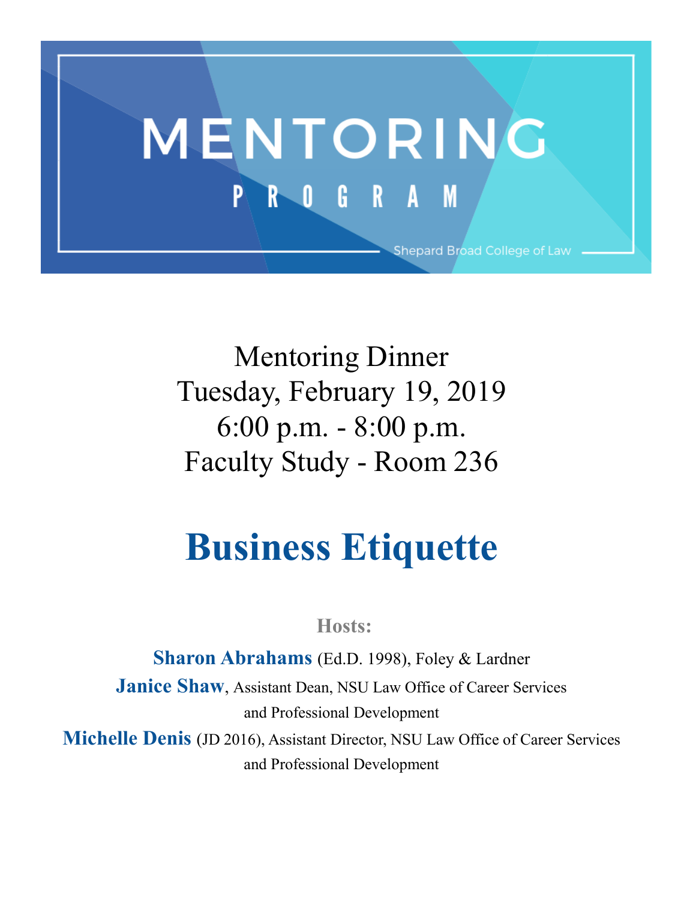# MENTORING PROGRAM

Shepard Broad College of Law

Mentoring Dinner
Tuesday, February 19, 2019
6:00 p.m. - 8:00 p.m.
Faculty Study - Room 236

# Business Etiquette

**Hosts:**

**Sharon Abrahams** (Ed.D. 1998), Foley & Lardner

**Janice Shaw**, Assistant Dean, NSU Law Office of Career Services and Professional Development

**Michelle Denis** (JD 2016), Assistant Director, NSU Law Office of Career Services and Professional Development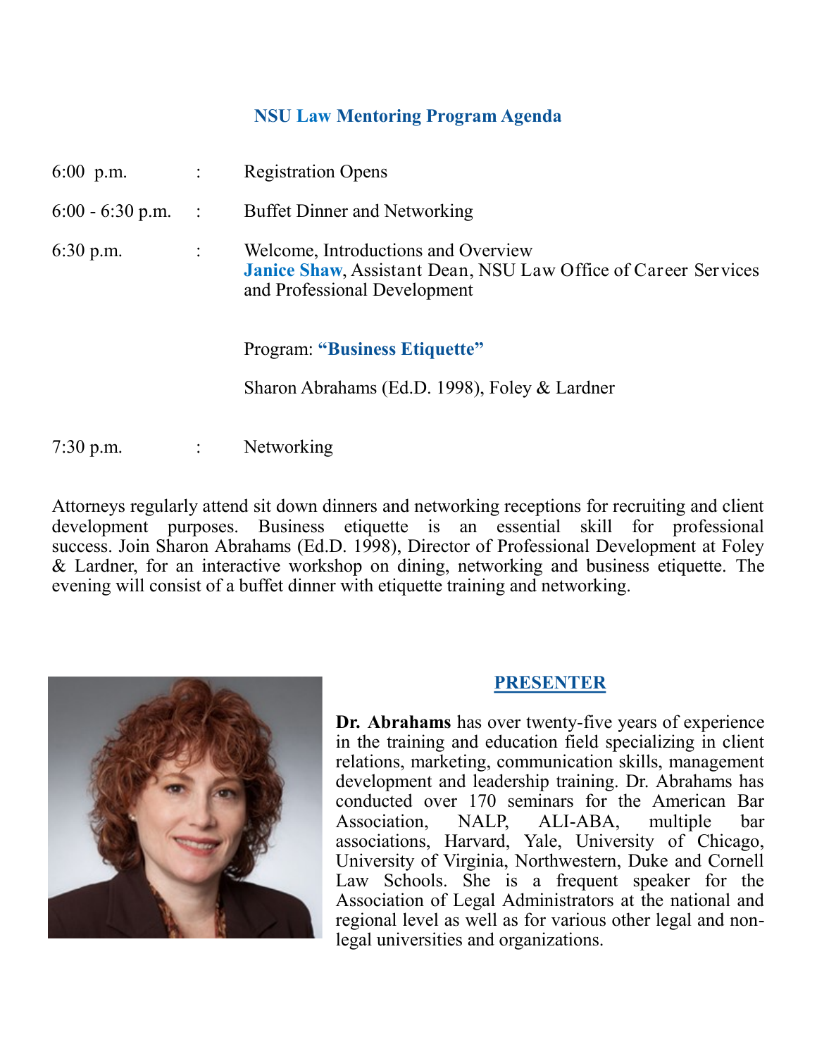## NSU Law Mentoring Program Agenda

| | | |
|---|---|---|
| 6:00 p.m. | : | Registration Opens |
| 6:00 - 6:30 p.m. | : | Buffet Dinner and Networking |
| 6:30 p.m. | : | Welcome, Introductions and Overview<br>**Janice Shaw**, Assistant Dean, NSU Law Office of Career Services and Professional Development<br><br>Program: **"Business Etiquette"**<br><br>Sharon Abrahams (Ed.D. 1998), Foley & Lardner |
| 7:30 p.m. | : | Networking |

Attorneys regularly attend sit down dinners and networking receptions for recruiting and client development purposes. Business etiquette is an essential skill for professional success. Join Sharon Abrahams (Ed.D. 1998), Director of Professional Development at Foley & Lardner, for an interactive workshop on dining, networking and business etiquette. The evening will consist of a buffet dinner with etiquette training and networking.

### PRESENTER

**Dr. Abrahams** has over twenty-five years of experience in the training and education field specializing in client relations, marketing, communication skills, management development and leadership training. Dr. Abrahams has conducted over 170 seminars for the American Bar Association, NALP, ALI-ABA, multiple bar associations, Harvard, Yale, University of Chicago, University of Virginia, Northwestern, Duke and Cornell Law Schools. She is a frequent speaker for the Association of Legal Administrators at the national and regional level as well as for various other legal and non-legal universities and organizations.